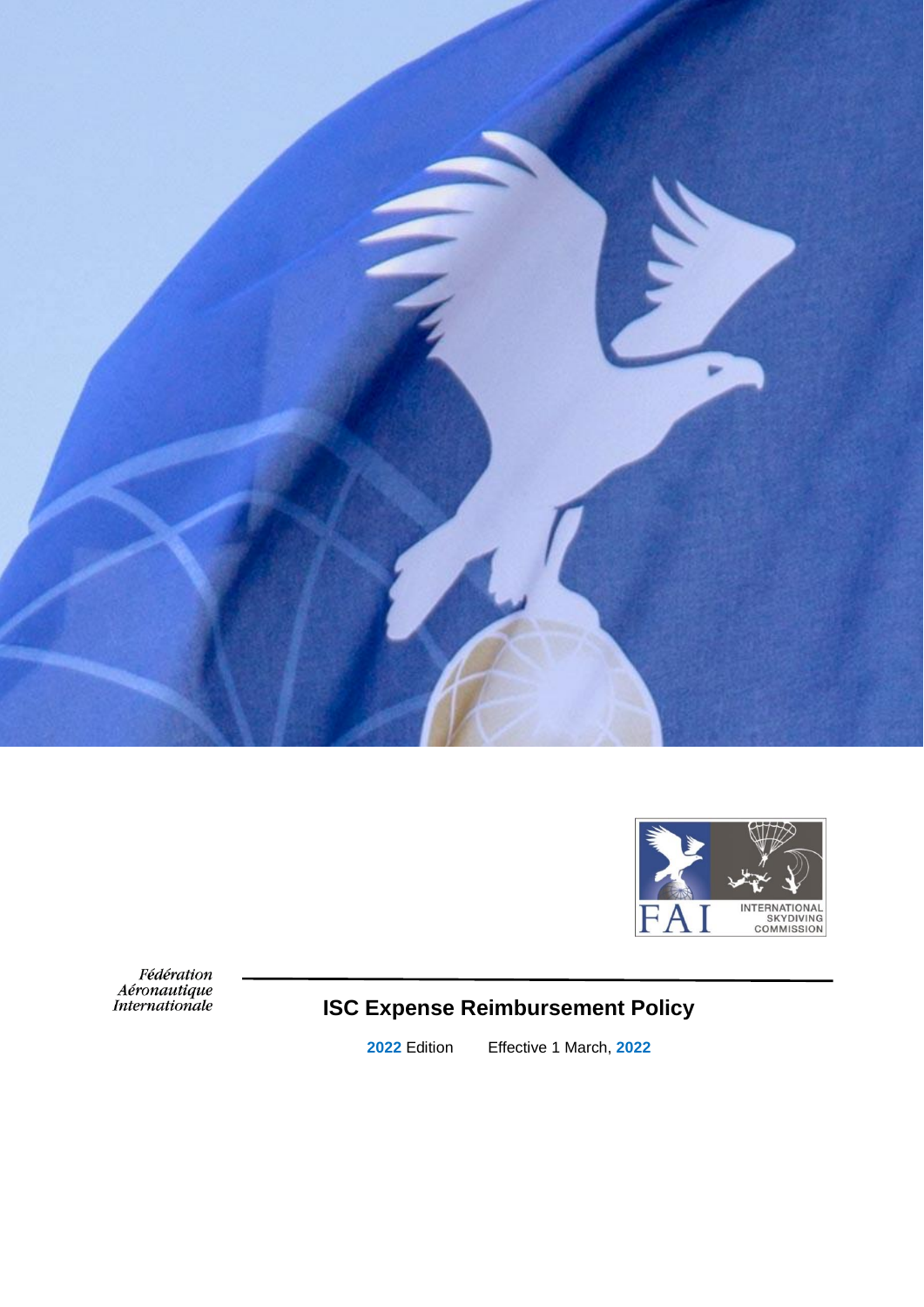*Fédération Aéronautique Internationale*

# ISC Expense Reimbursement Policy

**2022** Edition Effective 1 March, **2022**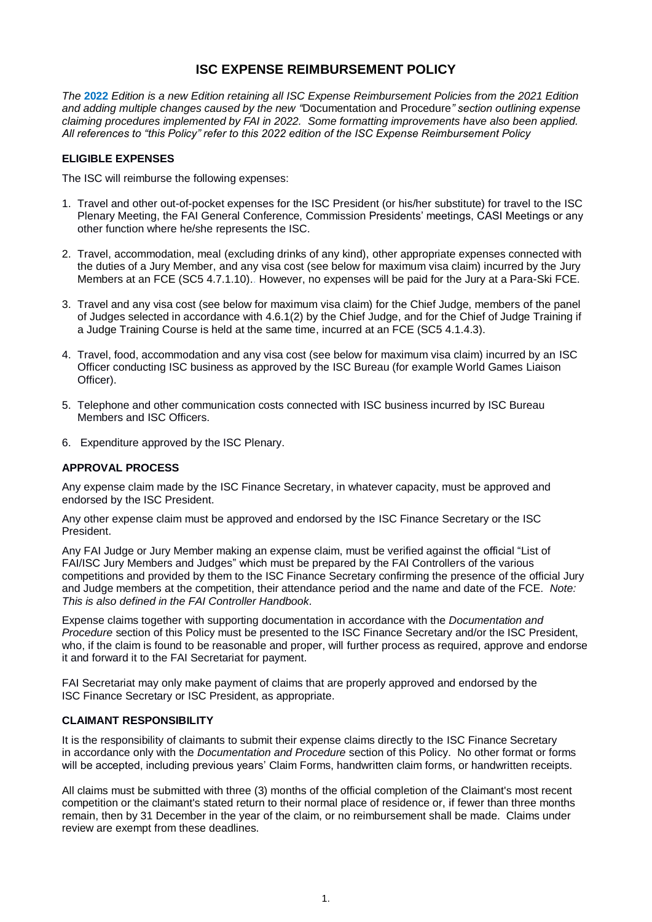# ISC EXPENSE REIMBURSEMENT POLICY

*The **2022** Edition is a new Edition retaining all ISC Expense Reimbursement Policies from the 2021 Edition and adding multiple changes caused by the new "*Documentation and Procedure*" section outlining expense claiming procedures implemented by FAI in 2022. Some formatting improvements have also been applied. All references to "this Policy" refer to this 2022 edition of the ISC Expense Reimbursement Policy*

### ELIGIBLE EXPENSES

The ISC will reimburse the following expenses:

1. Travel and other out-of-pocket expenses for the ISC President (or his/her substitute) for travel to the ISC Plenary Meeting, the FAI General Conference, Commission Presidents' meetings, CASI Meetings or any other function where he/she represents the ISC.

2. Travel, accommodation, meal (excluding drinks of any kind), other appropriate expenses connected with the duties of a Jury Member, and any visa cost (see below for maximum visa claim) incurred by the Jury Members at an FCE (SC5 4.7.1.10).. However, no expenses will be paid for the Jury at a Para-Ski FCE.

3. Travel and any visa cost (see below for maximum visa claim) for the Chief Judge, members of the panel of Judges selected in accordance with 4.6.1(2) by the Chief Judge, and for the Chief of Judge Training if a Judge Training Course is held at the same time, incurred at an FCE (SC5 4.1.4.3).

4. Travel, food, accommodation and any visa cost (see below for maximum visa claim) incurred by an ISC Officer conducting ISC business as approved by the ISC Bureau (for example World Games Liaison Officer).

5. Telephone and other communication costs connected with ISC business incurred by ISC Bureau Members and ISC Officers.

6. Expenditure approved by the ISC Plenary.

### APPROVAL PROCESS

Any expense claim made by the ISC Finance Secretary, in whatever capacity, must be approved and endorsed by the ISC President.

Any other expense claim must be approved and endorsed by the ISC Finance Secretary or the ISC President.

Any FAI Judge or Jury Member making an expense claim, must be verified against the official "List of FAI/ISC Jury Members and Judges" which must be prepared by the FAI Controllers of the various competitions and provided by them to the ISC Finance Secretary confirming the presence of the official Jury and Judge members at the competition, their attendance period and the name and date of the FCE. *Note: This is also defined in the FAI Controller Handbook*.

Expense claims together with supporting documentation in accordance with the *Documentation and Procedure* section of this Policy must be presented to the ISC Finance Secretary and/or the ISC President, who, if the claim is found to be reasonable and proper, will further process as required, approve and endorse it and forward it to the FAI Secretariat for payment.

FAI Secretariat may only make payment of claims that are properly approved and endorsed by the ISC Finance Secretary or ISC President, as appropriate.

### CLAIMANT RESPONSIBILITY

It is the responsibility of claimants to submit their expense claims directly to the ISC Finance Secretary in accordance only with the *Documentation and Procedure* section of this Policy. No other format or forms will be accepted, including previous years' Claim Forms, handwritten claim forms, or handwritten receipts.

All claims must be submitted with three (3) months of the official completion of the Claimant's most recent competition or the claimant's stated return to their normal place of residence or, if fewer than three months remain, then by 31 December in the year of the claim, or no reimbursement shall be made. Claims under review are exempt from these deadlines.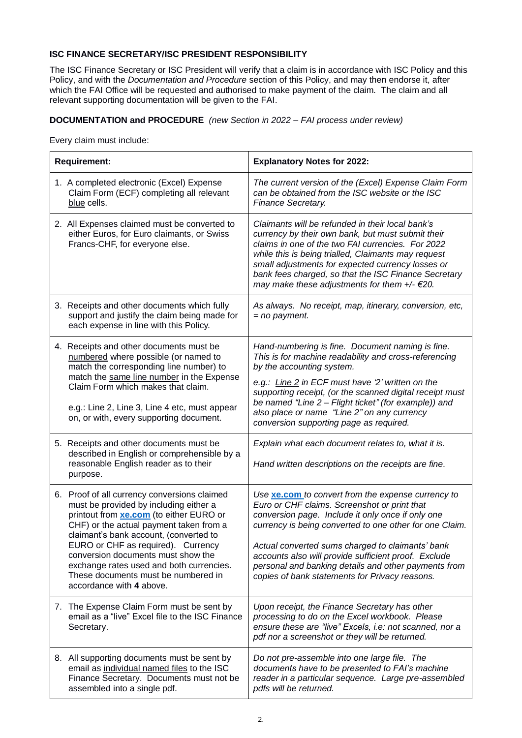**ISC FINANCE SECRETARY/ISC PRESIDENT RESPONSIBILITY**

The ISC Finance Secretary or ISC President will verify that a claim is in accordance with ISC Policy and this Policy, and with the *Documentation and Procedure* section of this Policy, and may then endorse it, after which the FAI Office will be requested and authorised to make payment of the claim. The claim and all relevant supporting documentation will be given to the FAI.

**DOCUMENTATION and PROCEDURE** *(new Section in 2022 – FAI process under review)*

Every claim must include:

| **Requirement:** | **Explanatory Notes for 2022:** |
|---|---|
| 1. A completed electronic (Excel) Expense Claim Form (ECF) completing all relevant <u>blue</u> cells. | *The current version of the (Excel) Expense Claim Form can be obtained from the ISC website or the ISC Finance Secretary.* |
| 2. All Expenses claimed must be converted to either Euros, for Euro claimants, or Swiss Francs-CHF, for everyone else. | *Claimants will be refunded in their local bank's currency by their own bank, but must submit their claims in one of the two FAI currencies. For 2022 while this is being trialled, Claimants may request small adjustments for expected currency losses or bank fees charged, so that the ISC Finance Secretary may make these adjustments for them +/- €20.* |
| 3. Receipts and other documents which fully support and justify the claim being made for each expense in line with this Policy. | *As always. No receipt, map, itinerary, conversion, etc, = no payment.* |
| 4. Receipts and other documents must be <u>numbered</u> where possible (or named to match the corresponding line number) to match the <u>same line number</u> in the Expense Claim Form which makes that claim.<br><br>e.g.: Line 2, Line 3, Line 4 etc, must appear on, or with, every supporting document. | *Hand-numbering is fine. Document naming is fine. This is for machine readability and cross-referencing by the accounting system.*<br><br>*e.g.: <u>Line 2</u> in ECF must have '2' written on the supporting receipt, (or the scanned digital receipt must be named "Line 2 – Flight ticket" (for example)) and also place or name "Line 2" on any currency conversion supporting page as required.* |
| 5. Receipts and other documents must be described in English or comprehensible by a reasonable English reader as to their purpose. | *Explain what each document relates to, what it is.*<br><br>*Hand written descriptions on the receipts are fine.* |
| 6. Proof of all currency conversions claimed must be provided by including either a printout from **xe.com** (to either EURO or CHF) or the actual payment taken from a claimant's bank account, (converted to EURO or CHF as required). Currency conversion documents must show the exchange rates used and both currencies. These documents must be numbered in accordance with **4** above. | *Use* **xe.com** *to convert from the expense currency to Euro or CHF claims. Screenshot or print that conversion page. Include it only once if only one currency is being converted to one other for one Claim.*<br><br>*Actual converted sums charged to claimants' bank accounts also will provide sufficient proof. Exclude personal and banking details and other payments from copies of bank statements for Privacy reasons.* |
| 7. The Expense Claim Form must be sent by email as a "live" Excel file to the ISC Finance Secretary. | *Upon receipt, the Finance Secretary has other processing to do on the Excel workbook. Please ensure these are "live" Excels, i.e: not scanned, nor a pdf nor a screenshot or they will be returned.* |
| 8. All supporting documents must be sent by email as <u>individual named files</u> to the ISC Finance Secretary. Documents must not be assembled into a single pdf. | *Do not pre-assemble into one large file. The documents have to be presented to FAI's machine reader in a particular sequence. Large pre-assembled pdfs will be returned.* |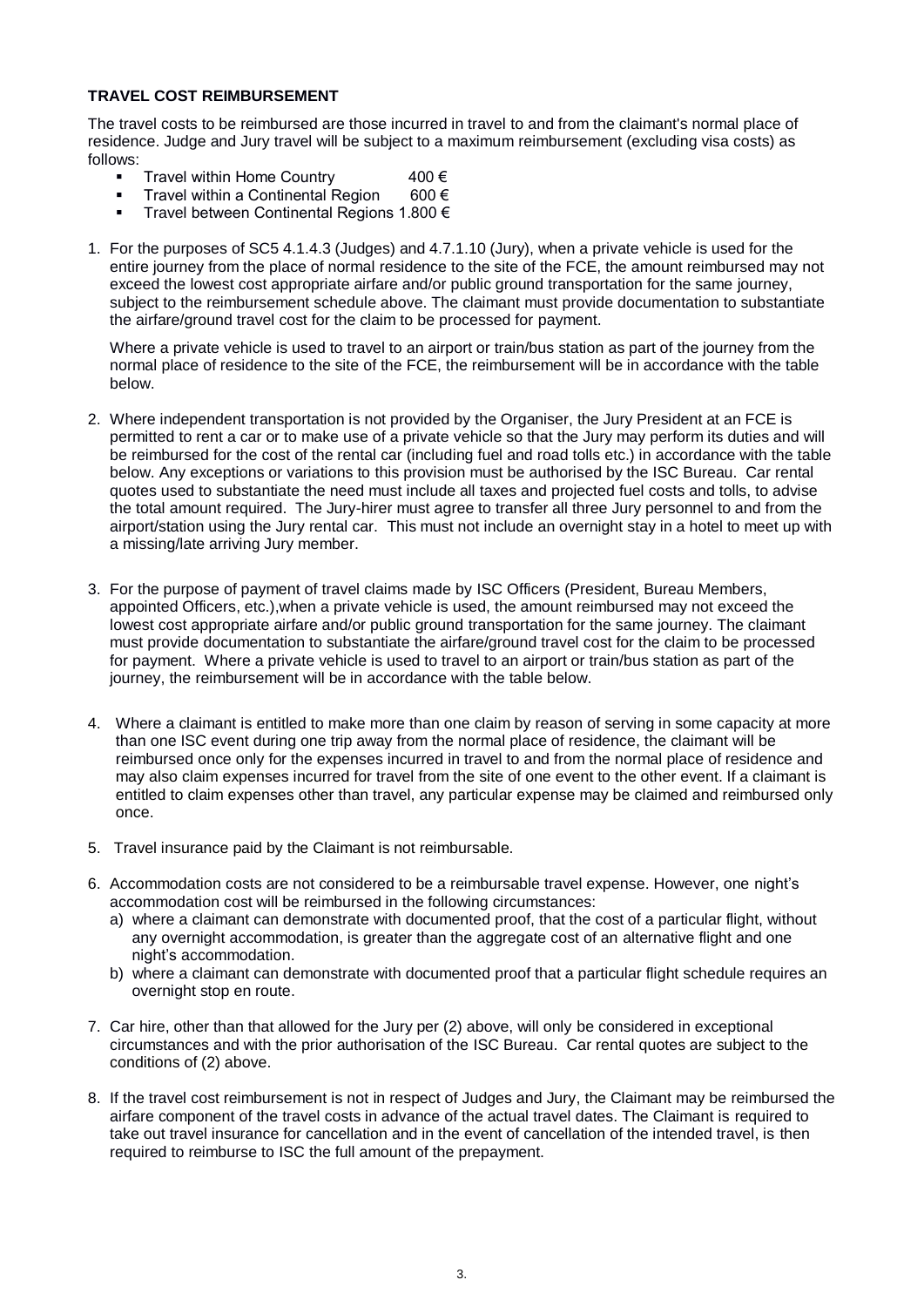**TRAVEL COST REIMBURSEMENT**

The travel costs to be reimbursed are those incurred in travel to and from the claimant's normal place of residence. Judge and Jury travel will be subject to a maximum reimbursement (excluding visa costs) as follows:

- Travel within Home Country 400 €
- Travel within a Continental Region 600 €
- Travel between Continental Regions 1.800 €

1. For the purposes of SC5 4.1.4.3 (Judges) and 4.7.1.10 (Jury), when a private vehicle is used for the entire journey from the place of normal residence to the site of the FCE, the amount reimbursed may not exceed the lowest cost appropriate airfare and/or public ground transportation for the same journey, subject to the reimbursement schedule above. The claimant must provide documentation to substantiate the airfare/ground travel cost for the claim to be processed for payment.

   Where a private vehicle is used to travel to an airport or train/bus station as part of the journey from the normal place of residence to the site of the FCE, the reimbursement will be in accordance with the table below.

2. Where independent transportation is not provided by the Organiser, the Jury President at an FCE is permitted to rent a car or to make use of a private vehicle so that the Jury may perform its duties and will be reimbursed for the cost of the rental car (including fuel and road tolls etc.) in accordance with the table below. Any exceptions or variations to this provision must be authorised by the ISC Bureau. Car rental quotes used to substantiate the need must include all taxes and projected fuel costs and tolls, to advise the total amount required. The Jury-hirer must agree to transfer all three Jury personnel to and from the airport/station using the Jury rental car. This must not include an overnight stay in a hotel to meet up with a missing/late arriving Jury member.

3. For the purpose of payment of travel claims made by ISC Officers (President, Bureau Members, appointed Officers, etc.),when a private vehicle is used, the amount reimbursed may not exceed the lowest cost appropriate airfare and/or public ground transportation for the same journey. The claimant must provide documentation to substantiate the airfare/ground travel cost for the claim to be processed for payment. Where a private vehicle is used to travel to an airport or train/bus station as part of the journey, the reimbursement will be in accordance with the table below.

4. Where a claimant is entitled to make more than one claim by reason of serving in some capacity at more than one ISC event during one trip away from the normal place of residence, the claimant will be reimbursed once only for the expenses incurred in travel to and from the normal place of residence and may also claim expenses incurred for travel from the site of one event to the other event. If a claimant is entitled to claim expenses other than travel, any particular expense may be claimed and reimbursed only once.

5. Travel insurance paid by the Claimant is not reimbursable.

6. Accommodation costs are not considered to be a reimbursable travel expense. However, one night's accommodation cost will be reimbursed in the following circumstances:
   a) where a claimant can demonstrate with documented proof, that the cost of a particular flight, without any overnight accommodation, is greater than the aggregate cost of an alternative flight and one night's accommodation.
   b) where a claimant can demonstrate with documented proof that a particular flight schedule requires an overnight stop en route.

7. Car hire, other than that allowed for the Jury per (2) above, will only be considered in exceptional circumstances and with the prior authorisation of the ISC Bureau. Car rental quotes are subject to the conditions of (2) above.

8. If the travel cost reimbursement is not in respect of Judges and Jury, the Claimant may be reimbursed the airfare component of the travel costs in advance of the actual travel dates. The Claimant is required to take out travel insurance for cancellation and in the event of cancellation of the intended travel, is then required to reimburse to ISC the full amount of the prepayment.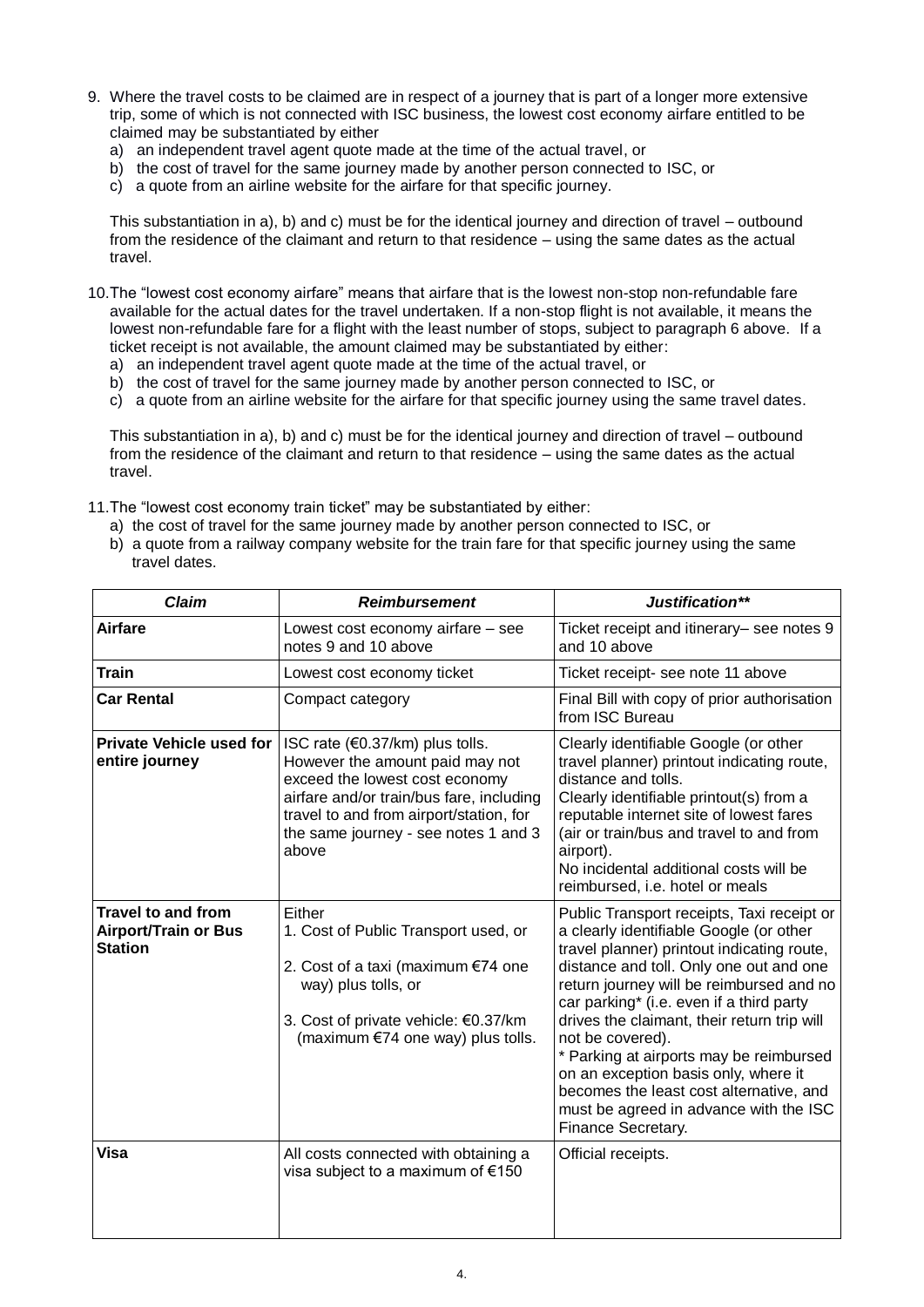9. Where the travel costs to be claimed are in respect of a journey that is part of a longer more extensive trip, some of which is not connected with ISC business, the lowest cost economy airfare entitled to be claimed may be substantiated by either
   a) an independent travel agent quote made at the time of the actual travel, or
   b) the cost of travel for the same journey made by another person connected to ISC, or
   c) a quote from an airline website for the airfare for that specific journey.

   This substantiation in a), b) and c) must be for the identical journey and direction of travel – outbound from the residence of the claimant and return to that residence – using the same dates as the actual travel.

10. The "lowest cost economy airfare" means that airfare that is the lowest non-stop non-refundable fare available for the actual dates for the travel undertaken. If a non-stop flight is not available, it means the lowest non-refundable fare for a flight with the least number of stops, subject to paragraph 6 above. If a ticket receipt is not available, the amount claimed may be substantiated by either:
    a) an independent travel agent quote made at the time of the actual travel, or
    b) the cost of travel for the same journey made by another person connected to ISC, or
    c) a quote from an airline website for the airfare for that specific journey using the same travel dates.

    This substantiation in a), b) and c) must be for the identical journey and direction of travel – outbound from the residence of the claimant and return to that residence – using the same dates as the actual travel.

11. The "lowest cost economy train ticket" may be substantiated by either:
    a) the cost of travel for the same journey made by another person connected to ISC, or
    b) a quote from a railway company website for the train fare for that specific journey using the same travel dates.

| ***Claim*** | ***Reimbursement*** | ***Justification\*\**** |
|---|---|---|
| **Airfare** | Lowest cost economy airfare – see notes 9 and 10 above | Ticket receipt and itinerary– see notes 9 and 10 above |
| **Train** | Lowest cost economy ticket | Ticket receipt- see note 11 above |
| **Car Rental** | Compact category | Final Bill with copy of prior authorisation from ISC Bureau |
| **Private Vehicle used for entire journey** | ISC rate (€0.37/km) plus tolls. However the amount paid may not exceed the lowest cost economy airfare and/or train/bus fare, including travel to and from airport/station, for the same journey - see notes 1 and 3 above | Clearly identifiable Google (or other travel planner) printout indicating route, distance and tolls.<br>Clearly identifiable printout(s) from a reputable internet site of lowest fares (air or train/bus and travel to and from airport).<br>No incidental additional costs will be reimbursed, i.e. hotel or meals |
| **Travel to and from Airport/Train or Bus Station** | Either<br>1. Cost of Public Transport used, or<br>2. Cost of a taxi (maximum €74 one way) plus tolls, or<br>3. Cost of private vehicle: €0.37/km (maximum €74 one way) plus tolls. | Public Transport receipts, Taxi receipt or a clearly identifiable Google (or other travel planner) printout indicating route, distance and toll. Only one out and one return journey will be reimbursed and no car parking* (i.e. even if a third party drives the claimant, their return trip will not be covered).<br>* Parking at airports may be reimbursed on an exception basis only, where it becomes the least cost alternative, and must be agreed in advance with the ISC Finance Secretary. |
| **Visa** | All costs connected with obtaining a visa subject to a maximum of €150 | Official receipts. |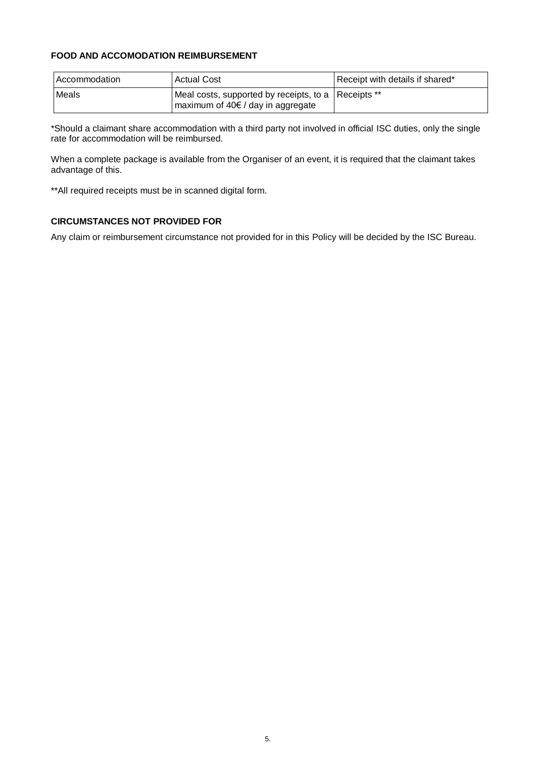**FOOD AND ACCOMODATION REIMBURSEMENT**

| | | |
|---|---|---|
| Accommodation | Actual Cost | Receipt with details if shared* |
| Meals | Meal costs, supported by receipts, to a maximum of 40€ / day in aggregate | Receipts ** |

*Should a claimant share accommodation with a third party not involved in official ISC duties, only the single rate for accommodation will be reimbursed.

When a complete package is available from the Organiser of an event, it is required that the claimant takes advantage of this.

**All required receipts must be in scanned digital form.

**CIRCUMSTANCES NOT PROVIDED FOR**

Any claim or reimbursement circumstance not provided for in this Policy will be decided by the ISC Bureau.